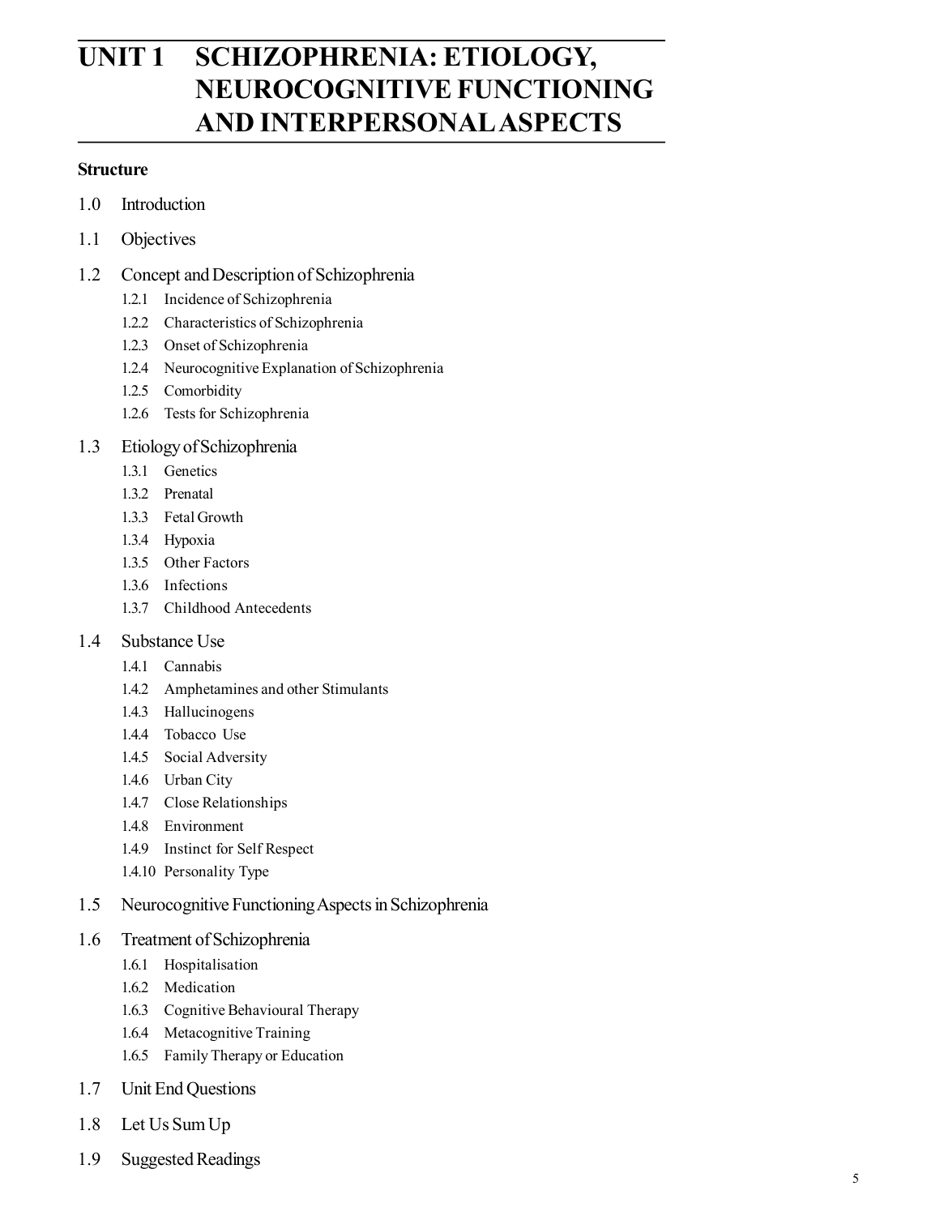# UNIT 1 SCHIZOPHRENIA: ETIOLOGY, NEUROCOGNITIVE FUNCTIONING AND INTERPERSONAL ASPECTS

**Structure**

1.0 Introduction

1.1 Objectives

1.2 Concept and Description of Schizophrenia
- 1.2.1 Incidence of Schizophrenia
- 1.2.2 Characteristics of Schizophrenia
- 1.2.3 Onset of Schizophrenia
- 1.2.4 Neurocognitive Explanation of Schizophrenia
- 1.2.5 Comorbidity
- 1.2.6 Tests for Schizophrenia

1.3 Etiology of Schizophrenia
- 1.3.1 Genetics
- 1.3.2 Prenatal
- 1.3.3 Fetal Growth
- 1.3.4 Hypoxia
- 1.3.5 Other Factors
- 1.3.6 Infections
- 1.3.7 Childhood Antecedents

1.4 Substance Use
- 1.4.1 Cannabis
- 1.4.2 Amphetamines and other Stimulants
- 1.4.3 Hallucinogens
- 1.4.4 Tobacco Use
- 1.4.5 Social Adversity
- 1.4.6 Urban City
- 1.4.7 Close Relationships
- 1.4.8 Environment
- 1.4.9 Instinct for Self Respect
- 1.4.10 Personality Type

1.5 Neurocognitive Functioning Aspects in Schizophrenia

1.6 Treatment of Schizophrenia
- 1.6.1 Hospitalisation
- 1.6.2 Medication
- 1.6.3 Cognitive Behavioural Therapy
- 1.6.4 Metacognitive Training
- 1.6.5 Family Therapy or Education

1.7 Unit End Questions

1.8 Let Us Sum Up

1.9 Suggested Readings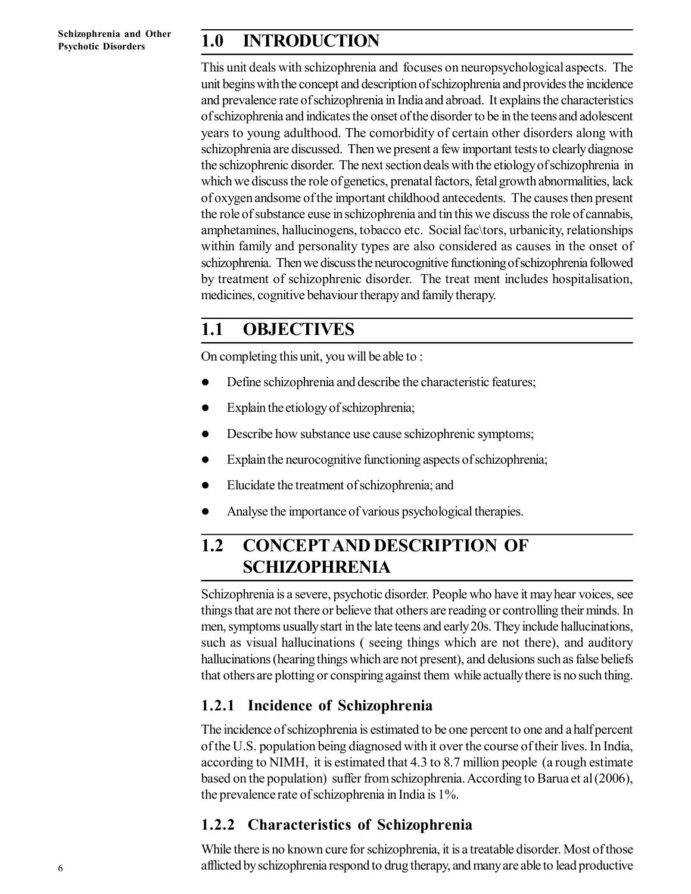## 1.0 INTRODUCTION

This unit deals with schizophrenia and focuses on neuropsychological aspects. The unit begins with the concept and description of schizophrenia and provides the incidence and prevalence rate of schizophrenia in India and abroad. It explains the characteristics of schizophrenia and indicates the onset of the disorder to be in the teens and adolescent years to young adulthood. The comorbidity of certain other disorders along with schizophrenia are discussed. Then we present a few important tests to clearly diagnose the schizophrenic disorder. The next section deals with the etiology of schizophrenia in which we discuss the role of genetics, prenatal factors, fetal growth abnormalities, lack of oxygen andsome of the important childhood antecedents. The causes then present the role of substance euse in schizophrenia and tin this we discuss the role of cannabis, amphetamines, hallucinogens, tobacco etc. Social fac\tors, urbanicity, relationships within family and personality types are also considered as causes in the onset of schizophrenia. Then we discuss the neurocognitive functioning of schizophrenia followed by treatment of schizophrenic disorder. The treat ment includes hospitalisation, medicines, cognitive behaviour therapy and family therapy.

## 1.1 OBJECTIVES

On completing this unit, you will be able to :

- Define schizophrenia and describe the characteristic features;
- Explain the etiology of schizophrenia;
- Describe how substance use cause schizophrenic symptoms;
- Explain the neurocognitive functioning aspects of schizophrenia;
- Elucidate the treatment of schizophrenia; and
- Analyse the importance of various psychological therapies.

## 1.2 CONCEPT AND DESCRIPTION OF SCHIZOPHRENIA

Schizophrenia is a severe, psychotic disorder. People who have it may hear voices, see things that are not there or believe that others are reading or controlling their minds. In men, symptoms usually start in the late teens and early 20s. They include hallucinations, such as visual hallucinations ( seeing things which are not there), and auditory hallucinations (hearing things which are not present), and delusions such as false beliefs that others are plotting or conspiring against them while actually there is no such thing.

### 1.2.1 Incidence of Schizophrenia

The incidence of schizophrenia is estimated to be one percent to one and a half percent of the U.S. population being diagnosed with it over the course of their lives. In India, according to NIMH, it is estimated that 4.3 to 8.7 million people (a rough estimate based on the population) suffer from schizophrenia. According to Barua et al (2006), the prevalence rate of schizophrenia in India is 1%.

### 1.2.2 Characteristics of Schizophrenia

While there is no known cure for schizophrenia, it is a treatable disorder. Most of those afflicted by schizophrenia respond to drug therapy, and many are able to lead productive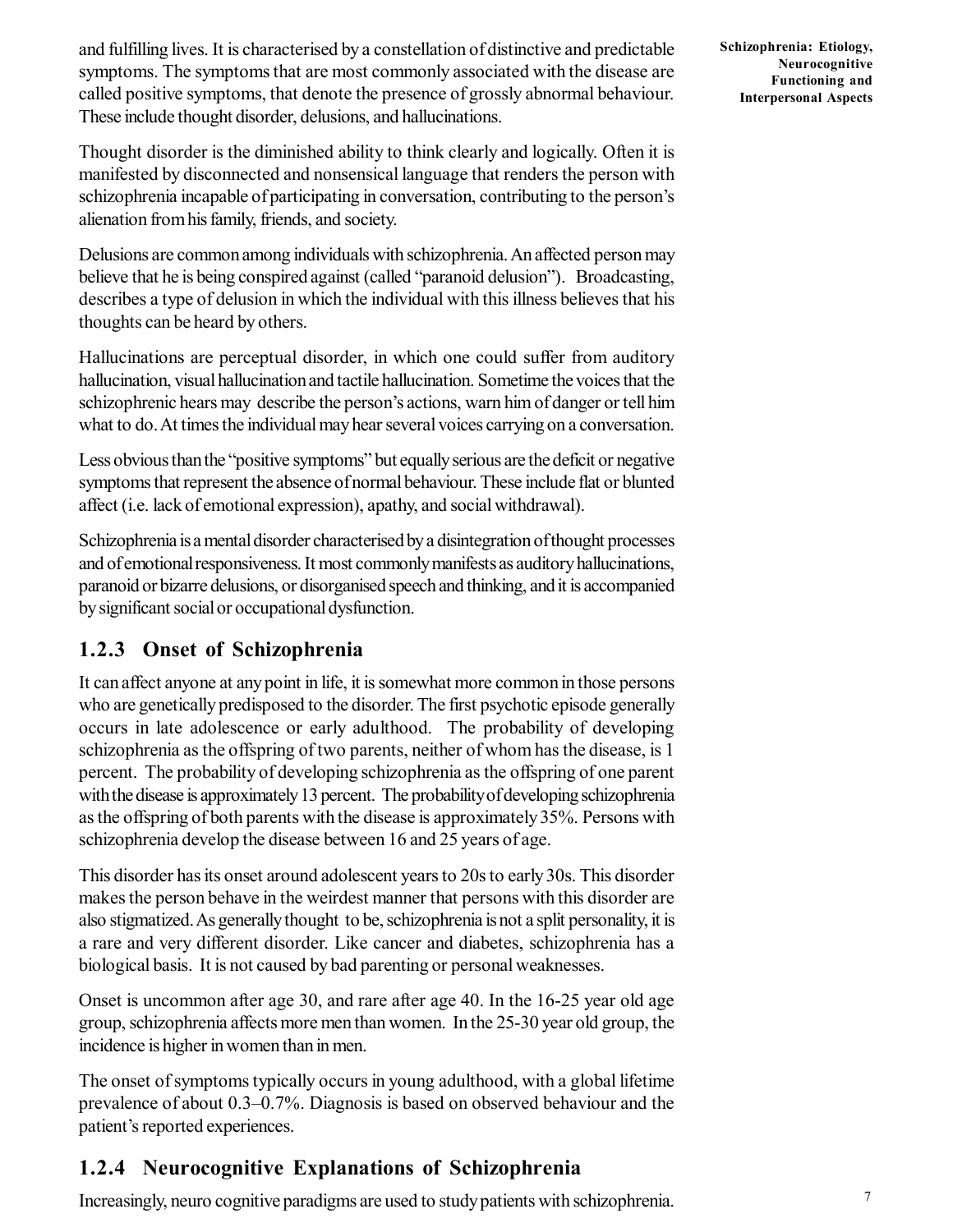and fulfilling lives. It is characterised by a constellation of distinctive and predictable symptoms. The symptoms that are most commonly associated with the disease are called positive symptoms, that denote the presence of grossly abnormal behaviour. These include thought disorder, delusions, and hallucinations.

Thought disorder is the diminished ability to think clearly and logically. Often it is manifested by disconnected and nonsensical language that renders the person with schizophrenia incapable of participating in conversation, contributing to the person's alienation from his family, friends, and society.

Delusions are common among individuals with schizophrenia. An affected person may believe that he is being conspired against (called "paranoid delusion"). Broadcasting, describes a type of delusion in which the individual with this illness believes that his thoughts can be heard by others.

Hallucinations are perceptual disorder, in which one could suffer from auditory hallucination, visual hallucination and tactile hallucination. Sometime the voices that the schizophrenic hears may describe the person's actions, warn him of danger or tell him what to do. At times the individual may hear several voices carrying on a conversation.

Less obvious than the "positive symptoms" but equally serious are the deficit or negative symptoms that represent the absence of normal behaviour. These include flat or blunted affect (i.e. lack of emotional expression), apathy, and social withdrawal).

Schizophrenia is a mental disorder characterised by a disintegration of thought processes and of emotional responsiveness. It most commonly manifests as auditory hallucinations, paranoid or bizarre delusions, or disorganised speech and thinking, and it is accompanied by significant social or occupational dysfunction.

### 1.2.3 Onset of Schizophrenia

It can affect anyone at any point in life, it is somewhat more common in those persons who are genetically predisposed to the disorder. The first psychotic episode generally occurs in late adolescence or early adulthood. The probability of developing schizophrenia as the offspring of two parents, neither of whom has the disease, is 1 percent. The probability of developing schizophrenia as the offspring of one parent with the disease is approximately 13 percent. The probability of developing schizophrenia as the offspring of both parents with the disease is approximately 35%. Persons with schizophrenia develop the disease between 16 and 25 years of age.

This disorder has its onset around adolescent years to 20s to early 30s. This disorder makes the person behave in the weirdest manner that persons with this disorder are also stigmatized. As generally thought to be, schizophrenia is not a split personality, it is a rare and very different disorder. Like cancer and diabetes, schizophrenia has a biological basis. It is not caused by bad parenting or personal weaknesses.

Onset is uncommon after age 30, and rare after age 40. In the 16-25 year old age group, schizophrenia affects more men than women. In the 25-30 year old group, the incidence is higher in women than in men.

The onset of symptoms typically occurs in young adulthood, with a global lifetime prevalence of about 0.3–0.7%. Diagnosis is based on observed behaviour and the patient's reported experiences.

### 1.2.4 Neurocognitive Explanations of Schizophrenia

Increasingly, neuro cognitive paradigms are used to study patients with schizophrenia.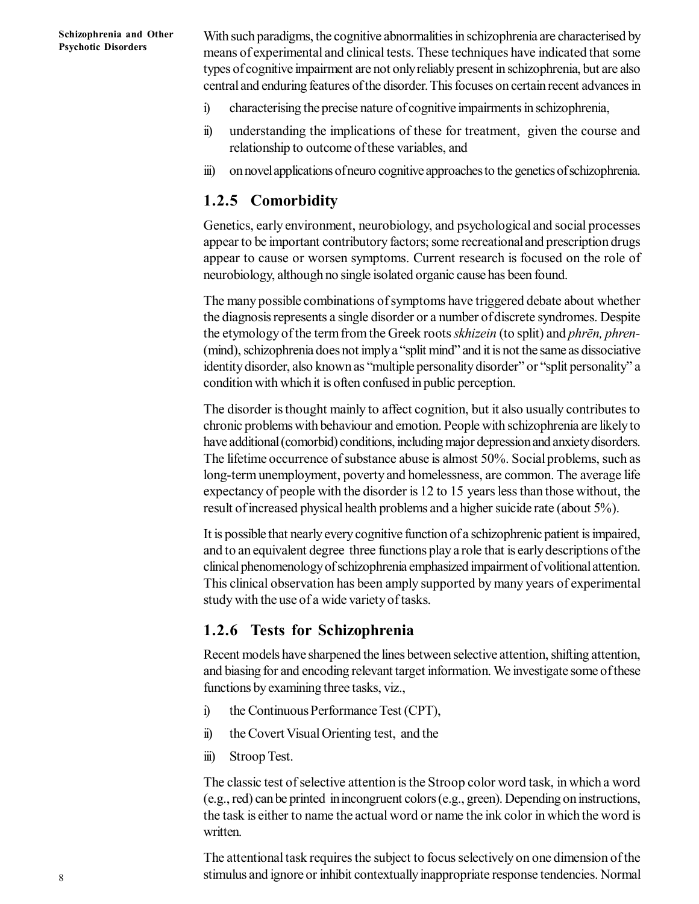With such paradigms, the cognitive abnormalities in schizophrenia are characterised by means of experimental and clinical tests. These techniques have indicated that some types of cognitive impairment are not only reliably present in schizophrenia, but are also central and enduring features of the disorder. This focuses on certain recent advances in

i) characterising the precise nature of cognitive impairments in schizophrenia,
ii) understanding the implications of these for treatment, given the course and relationship to outcome of these variables, and
iii) on novel applications of neuro cognitive approaches to the genetics of schizophrenia.

### 1.2.5 Comorbidity

Genetics, early environment, neurobiology, and psychological and social processes appear to be important contributory factors; some recreational and prescription drugs appear to cause or worsen symptoms. Current research is focused on the role of neurobiology, although no single isolated organic cause has been found.

The many possible combinations of symptoms have triggered debate about whether the diagnosis represents a single disorder or a number of discrete syndromes. Despite the etymology of the term from the Greek roots *skhizein* (to split) and *phrēn, phren-* (mind), schizophrenia does not imply a "split mind" and it is not the same as dissociative identity disorder, also known as "multiple personality disorder" or "split personality" a condition with which it is often confused in public perception.

The disorder is thought mainly to affect cognition, but it also usually contributes to chronic problems with behaviour and emotion. People with schizophrenia are likely to have additional (comorbid) conditions, including major depression and anxiety disorders. The lifetime occurrence of substance abuse is almost 50%. Social problems, such as long-term unemployment, poverty and homelessness, are common. The average life expectancy of people with the disorder is 12 to 15 years less than those without, the result of increased physical health problems and a higher suicide rate (about 5%).

It is possible that nearly every cognitive function of a schizophrenic patient is impaired, and to an equivalent degree three functions play a role that is early descriptions of the clinical phenomenology of schizophrenia emphasized impairment of volitional attention. This clinical observation has been amply supported by many years of experimental study with the use of a wide variety of tasks.

### 1.2.6 Tests for Schizophrenia

Recent models have sharpened the lines between selective attention, shifting attention, and biasing for and encoding relevant target information. We investigate some of these functions by examining three tasks, viz.,

i) the Continuous Performance Test (CPT),
ii) the Covert Visual Orienting test, and the
iii) Stroop Test.

The classic test of selective attention is the Stroop color word task, in which a word (e.g., red) can be printed in incongruent colors (e.g., green). Depending on instructions, the task is either to name the actual word or name the ink color in which the word is written.

The attentional task requires the subject to focus selectively on one dimension of the stimulus and ignore or inhibit contextually inappropriate response tendencies. Normal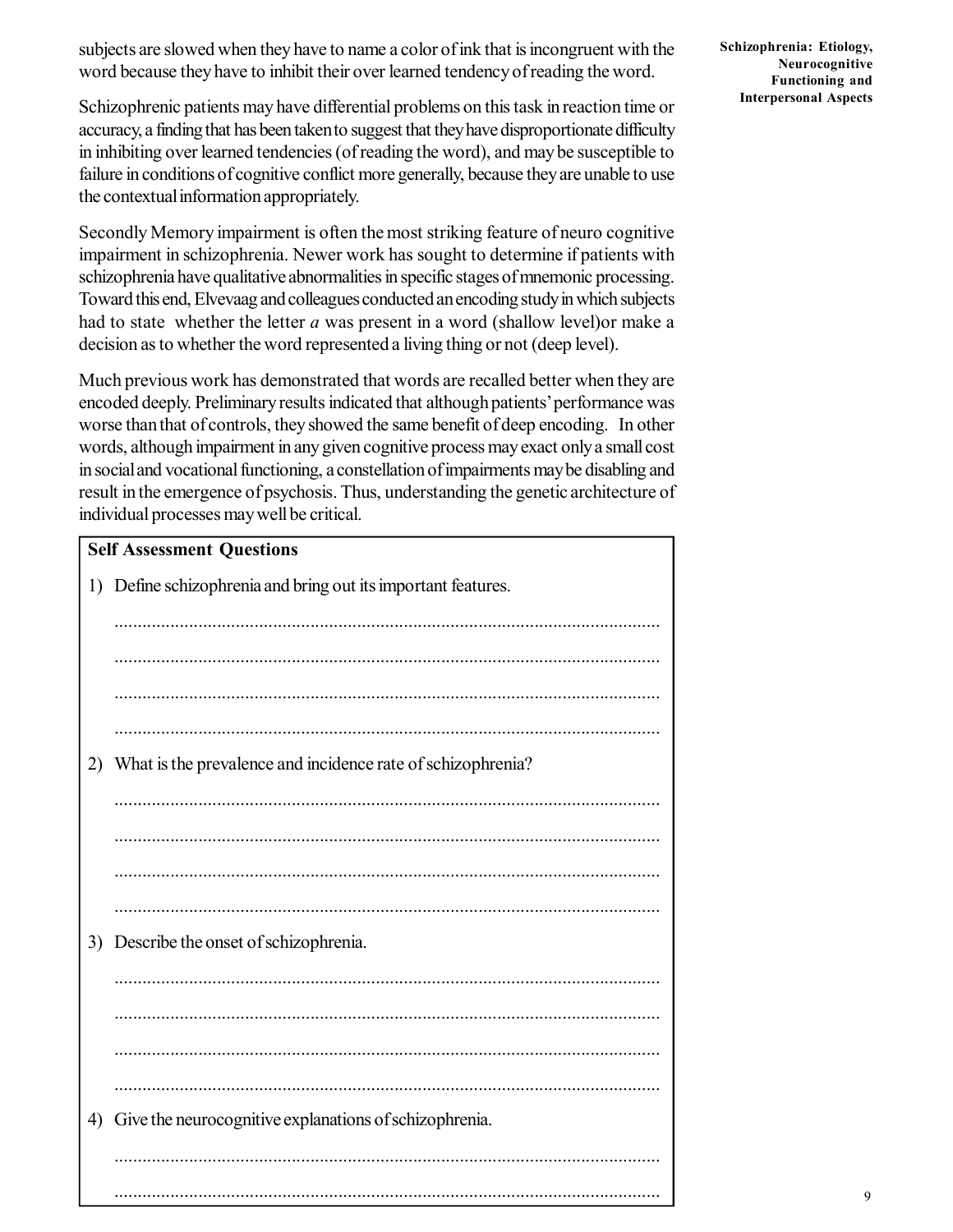subjects are slowed when they have to name a color of ink that is incongruent with the word because they have to inhibit their over learned tendency of reading the word.

Schizophrenic patients may have differential problems on this task in reaction time or accuracy, a finding that has been taken to suggest that they have disproportionate difficulty in inhibiting over learned tendencies (of reading the word), and may be susceptible to failure in conditions of cognitive conflict more generally, because they are unable to use the contextual information appropriately.

Secondly Memory impairment is often the most striking feature of neuro cognitive impairment in schizophrenia. Newer work has sought to determine if patients with schizophrenia have qualitative abnormalities in specific stages of mnemonic processing. Toward this end, Elvevaag and colleagues conducted an encoding study in which subjects had to state whether the letter *a* was present in a word (shallow level)or make a decision as to whether the word represented a living thing or not (deep level).

Much previous work has demonstrated that words are recalled better when they are encoded deeply. Preliminary results indicated that although patients' performance was worse than that of controls, they showed the same benefit of deep encoding. In other words, although impairment in any given cognitive process may exact only a small cost in social and vocational functioning, a constellation of impairments may be disabling and result in the emergence of psychosis. Thus, understanding the genetic architecture of individual processes may well be critical.

**Self Assessment Questions**

1) Define schizophrenia and bring out its important features.

.....................................................................................................................

.....................................................................................................................

.....................................................................................................................

.....................................................................................................................

2) What is the prevalence and incidence rate of schizophrenia?

.....................................................................................................................

.....................................................................................................................

.....................................................................................................................

.....................................................................................................................

3) Describe the onset of schizophrenia.

.....................................................................................................................

.....................................................................................................................

.....................................................................................................................

.....................................................................................................................

4) Give the neurocognitive explanations of schizophrenia.

.....................................................................................................................

.....................................................................................................................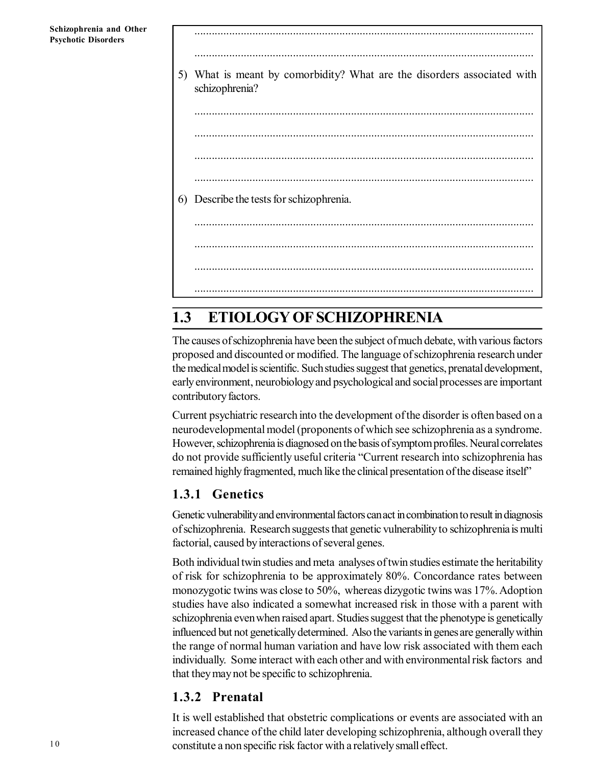5) What is meant by comorbidity? What are the disorders associated with schizophrenia?

.....................................................................................................................

.....................................................................................................................

.....................................................................................................................

.....................................................................................................................

6) Describe the tests for schizophrenia.

.....................................................................................................................

.....................................................................................................................

.....................................................................................................................

.....................................................................................................................

## 1.3 ETIOLOGY OF SCHIZOPHRENIA

The causes of schizophrenia have been the subject of much debate, with various factors proposed and discounted or modified. The language of schizophrenia research under the medical model is scientific. Such studies suggest that genetics, prenatal development, early environment, neurobiology and psychological and social processes are important contributory factors.

Current psychiatric research into the development of the disorder is often based on a neurodevelopmental model (proponents of which see schizophrenia as a syndrome. However, schizophrenia is diagnosed on the basis of symptom profiles. Neural correlates do not provide sufficiently useful criteria "Current research into schizophrenia has remained highly fragmented, much like the clinical presentation of the disease itself"

### 1.3.1 Genetics

Genetic vulnerability and environmental factors can act in combination to result in diagnosis of schizophrenia. Research suggests that genetic vulnerability to schizophrenia is multi factorial, caused by interactions of several genes.

Both individual twin studies and meta analyses of twin studies estimate the heritability of risk for schizophrenia to be approximately 80%. Concordance rates between monozygotic twins was close to 50%, whereas dizygotic twins was 17%. Adoption studies have also indicated a somewhat increased risk in those with a parent with schizophrenia even when raised apart. Studies suggest that the phenotype is genetically influenced but not genetically determined. Also the variants in genes are generally within the range of normal human variation and have low risk associated with them each individually. Some interact with each other and with environmental risk factors and that they may not be specific to schizophrenia.

### 1.3.2 Prenatal

It is well established that obstetric complications or events are associated with an increased chance of the child later developing schizophrenia, although overall they constitute a non specific risk factor with a relatively small effect.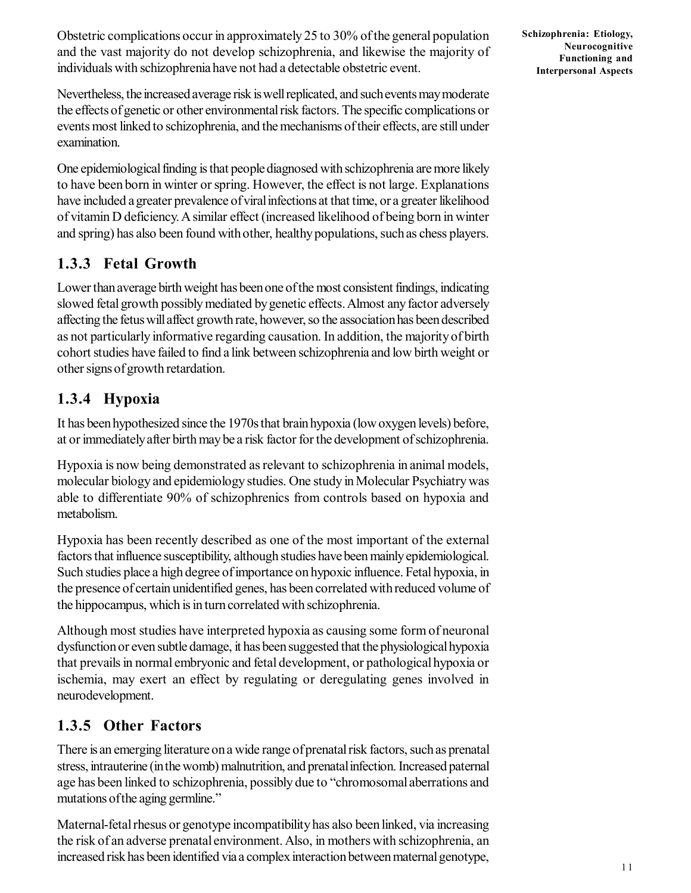Obstetric complications occur in approximately 25 to 30% of the general population and the vast majority do not develop schizophrenia, and likewise the majority of individuals with schizophrenia have not had a detectable obstetric event.

Nevertheless, the increased average risk is well replicated, and such events may moderate the effects of genetic or other environmental risk factors. The specific complications or events most linked to schizophrenia, and the mechanisms of their effects, are still under examination.

One epidemiological finding is that people diagnosed with schizophrenia are more likely to have been born in winter or spring. However, the effect is not large. Explanations have included a greater prevalence of viral infections at that time, or a greater likelihood of vitamin D deficiency. A similar effect (increased likelihood of being born in winter and spring) has also been found with other, healthy populations, such as chess players.

### 1.3.3 Fetal Growth

Lower than average birth weight has been one of the most consistent findings, indicating slowed fetal growth possibly mediated by genetic effects. Almost any factor adversely affecting the fetus will affect growth rate, however, so the association has been described as not particularly informative regarding causation. In addition, the majority of birth cohort studies have failed to find a link between schizophrenia and low birth weight or other signs of growth retardation.

### 1.3.4 Hypoxia

It has been hypothesized since the 1970s that brain hypoxia (low oxygen levels) before, at or immediately after birth may be a risk factor for the development of schizophrenia.

Hypoxia is now being demonstrated as relevant to schizophrenia in animal models, molecular biology and epidemiology studies. One study in Molecular Psychiatry was able to differentiate 90% of schizophrenics from controls based on hypoxia and metabolism.

Hypoxia has been recently described as one of the most important of the external factors that influence susceptibility, although studies have been mainly epidemiological. Such studies place a high degree of importance on hypoxic influence. Fetal hypoxia, in the presence of certain unidentified genes, has been correlated with reduced volume of the hippocampus, which is in turn correlated with schizophrenia.

Although most studies have interpreted hypoxia as causing some form of neuronal dysfunction or even subtle damage, it has been suggested that the physiological hypoxia that prevails in normal embryonic and fetal development, or pathological hypoxia or ischemia, may exert an effect by regulating or deregulating genes involved in neurodevelopment.

### 1.3.5 Other Factors

There is an emerging literature on a wide range of prenatal risk factors, such as prenatal stress, intrauterine (in the womb) malnutrition, and prenatal infection. Increased paternal age has been linked to schizophrenia, possibly due to "chromosomal aberrations and mutations of the aging germline."

Maternal-fetal rhesus or genotype incompatibility has also been linked, via increasing the risk of an adverse prenatal environment. Also, in mothers with schizophrenia, an increased risk has been identified via a complex interaction between maternal genotype,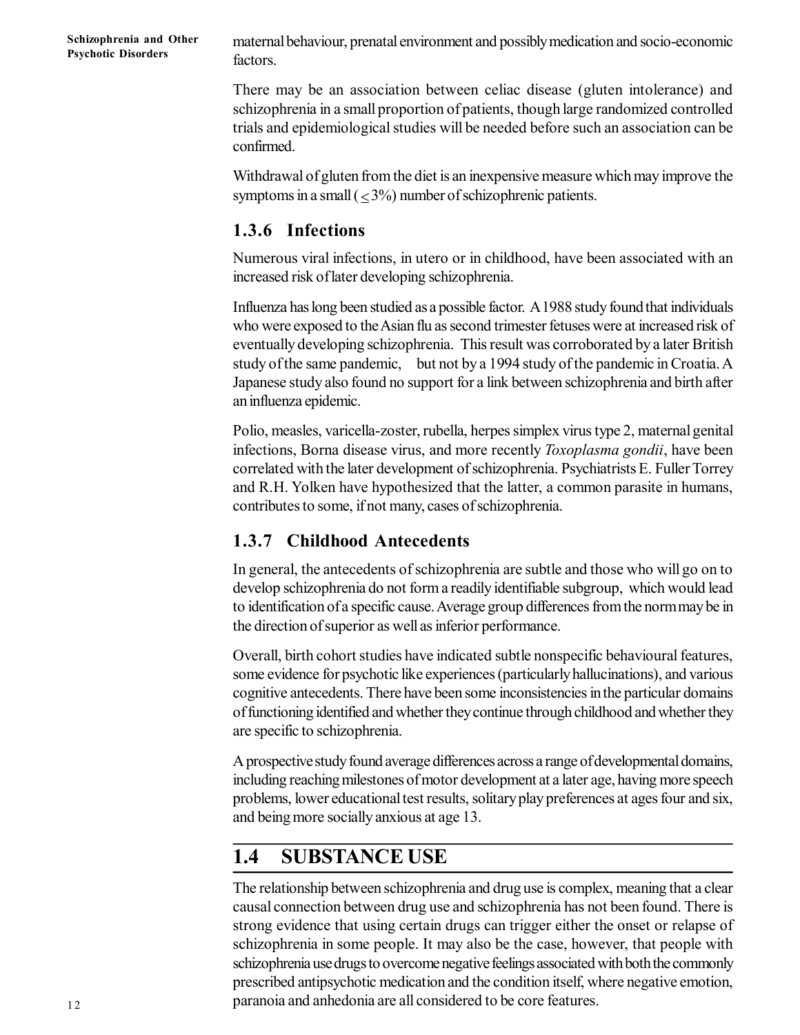maternal behaviour, prenatal environment and possibly medication and socio-economic factors.

There may be an association between celiac disease (gluten intolerance) and schizophrenia in a small proportion of patients, though large randomized controlled trials and epidemiological studies will be needed before such an association can be confirmed.

Withdrawal of gluten from the diet is an inexpensive measure which may improve the symptoms in a small ($\leq 3\%$) number of schizophrenic patients.

### 1.3.6 Infections

Numerous viral infections, in utero or in childhood, have been associated with an increased risk of later developing schizophrenia.

Influenza has long been studied as a possible factor. A 1988 study found that individuals who were exposed to the Asian flu as second trimester fetuses were at increased risk of eventually developing schizophrenia. This result was corroborated by a later British study of the same pandemic, but not by a 1994 study of the pandemic in Croatia. A Japanese study also found no support for a link between schizophrenia and birth after an influenza epidemic.

Polio, measles, varicella-zoster, rubella, herpes simplex virus type 2, maternal genital infections, Borna disease virus, and more recently *Toxoplasma gondii*, have been correlated with the later development of schizophrenia. Psychiatrists E. Fuller Torrey and R.H. Yolken have hypothesized that the latter, a common parasite in humans, contributes to some, if not many, cases of schizophrenia.

### 1.3.7 Childhood Antecedents

In general, the antecedents of schizophrenia are subtle and those who will go on to develop schizophrenia do not form a readily identifiable subgroup, which would lead to identification of a specific cause. Average group differences from the norm may be in the direction of superior as well as inferior performance.

Overall, birth cohort studies have indicated subtle nonspecific behavioural features, some evidence for psychotic like experiences (particularly hallucinations), and various cognitive antecedents. There have been some inconsistencies in the particular domains of functioning identified and whether they continue through childhood and whether they are specific to schizophrenia.

A prospective study found average differences across a range of developmental domains, including reaching milestones of motor development at a later age, having more speech problems, lower educational test results, solitary play preferences at ages four and six, and being more socially anxious at age 13.

## 1.4 SUBSTANCE USE

The relationship between schizophrenia and drug use is complex, meaning that a clear causal connection between drug use and schizophrenia has not been found. There is strong evidence that using certain drugs can trigger either the onset or relapse of schizophrenia in some people. It may also be the case, however, that people with schizophrenia use drugs to overcome negative feelings associated with both the commonly prescribed antipsychotic medication and the condition itself, where negative emotion, paranoia and anhedonia are all considered to be core features.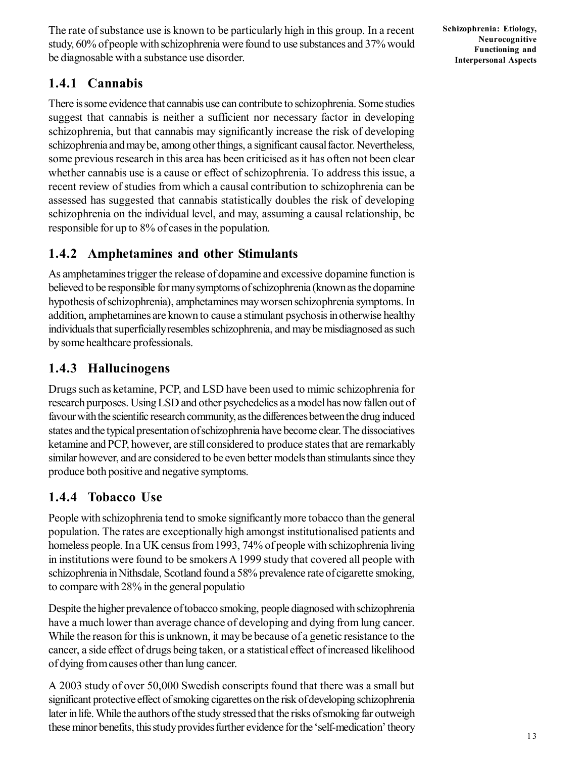The rate of substance use is known to be particularly high in this group. In a recent study, 60% of people with schizophrenia were found to use substances and 37% would be diagnosable with a substance use disorder.

### 1.4.1 Cannabis

There is some evidence that cannabis use can contribute to schizophrenia. Some studies suggest that cannabis is neither a sufficient nor necessary factor in developing schizophrenia, but that cannabis may significantly increase the risk of developing schizophrenia and may be, among other things, a significant causal factor. Nevertheless, some previous research in this area has been criticised as it has often not been clear whether cannabis use is a cause or effect of schizophrenia. To address this issue, a recent review of studies from which a causal contribution to schizophrenia can be assessed has suggested that cannabis statistically doubles the risk of developing schizophrenia on the individual level, and may, assuming a causal relationship, be responsible for up to 8% of cases in the population.

### 1.4.2 Amphetamines and other Stimulants

As amphetamines trigger the release of dopamine and excessive dopamine function is believed to be responsible for many symptoms of schizophrenia (known as the dopamine hypothesis of schizophrenia), amphetamines may worsen schizophrenia symptoms. In addition, amphetamines are known to cause a stimulant psychosis in otherwise healthy individuals that superficially resembles schizophrenia, and may be misdiagnosed as such by some healthcare professionals.

### 1.4.3 Hallucinogens

Drugs such as ketamine, PCP, and LSD have been used to mimic schizophrenia for research purposes. Using LSD and other psychedelics as a model has now fallen out of favour with the scientific research community, as the differences between the drug induced states and the typical presentation of schizophrenia have become clear. The dissociatives ketamine and PCP, however, are still considered to produce states that are remarkably similar however, and are considered to be even better models than stimulants since they produce both positive and negative symptoms.

### 1.4.4 Tobacco Use

People with schizophrenia tend to smoke significantly more tobacco than the general population. The rates are exceptionally high amongst institutionalised patients and homeless people. In a UK census from 1993, 74% of people with schizophrenia living in institutions were found to be smokers A 1999 study that covered all people with schizophrenia in Nithsdale, Scotland found a 58% prevalence rate of cigarette smoking, to compare with 28% in the general populatio

Despite the higher prevalence of tobacco smoking, people diagnosed with schizophrenia have a much lower than average chance of developing and dying from lung cancer. While the reason for this is unknown, it may be because of a genetic resistance to the cancer, a side effect of drugs being taken, or a statistical effect of increased likelihood of dying from causes other than lung cancer.

A 2003 study of over 50,000 Swedish conscripts found that there was a small but significant protective effect of smoking cigarettes on the risk of developing schizophrenia later in life. While the authors of the study stressed that the risks of smoking far outweigh these minor benefits, this study provides further evidence for the 'self-medication' theory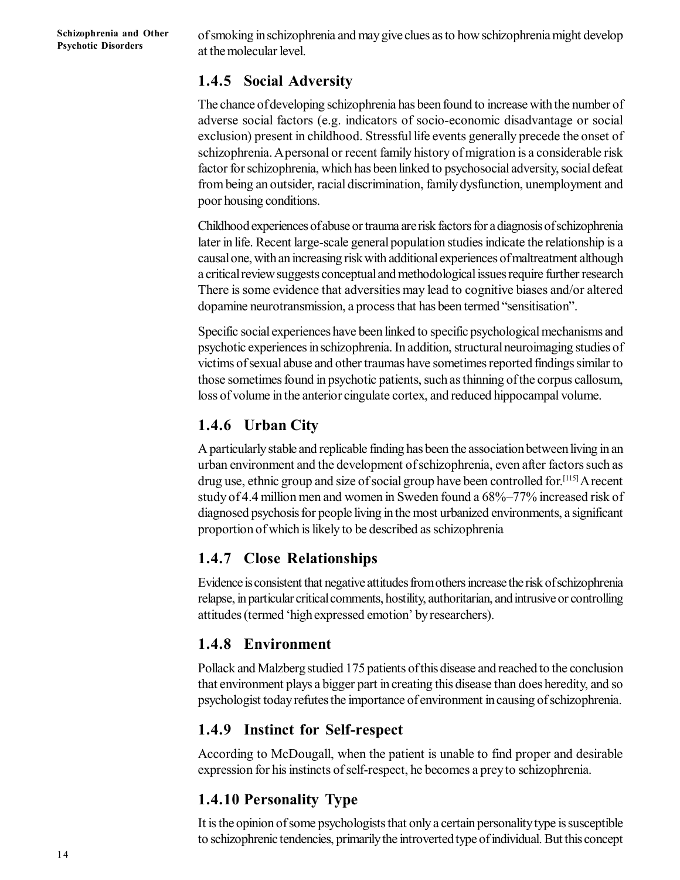of smoking in schizophrenia and may give clues as to how schizophrenia might develop at the molecular level.

### 1.4.5 Social Adversity

The chance of developing schizophrenia has been found to increase with the number of adverse social factors (e.g. indicators of socio-economic disadvantage or social exclusion) present in childhood. Stressful life events generally precede the onset of schizophrenia. A personal or recent family history of migration is a considerable risk factor for schizophrenia, which has been linked to psychosocial adversity, social defeat from being an outsider, racial discrimination, family dysfunction, unemployment and poor housing conditions.

Childhood experiences of abuse or trauma are risk factors for a diagnosis of schizophrenia later in life. Recent large-scale general population studies indicate the relationship is a causal one, with an increasing risk with additional experiences of maltreatment although a critical review suggests conceptual and methodological issues require further research There is some evidence that adversities may lead to cognitive biases and/or altered dopamine neurotransmission, a process that has been termed "sensitisation".

Specific social experiences have been linked to specific psychological mechanisms and psychotic experiences in schizophrenia. In addition, structural neuroimaging studies of victims of sexual abuse and other traumas have sometimes reported findings similar to those sometimes found in psychotic patients, such as thinning of the corpus callosum, loss of volume in the anterior cingulate cortex, and reduced hippocampal volume.

### 1.4.6 Urban City

A particularly stable and replicable finding has been the association between living in an urban environment and the development of schizophrenia, even after factors such as drug use, ethnic group and size of social group have been controlled for.[115] A recent study of 4.4 million men and women in Sweden found a 68%–77% increased risk of diagnosed psychosis for people living in the most urbanized environments, a significant proportion of which is likely to be described as schizophrenia

### 1.4.7 Close Relationships

Evidence is consistent that negative attitudes from others increase the risk of schizophrenia relapse, in particular critical comments, hostility, authoritarian, and intrusive or controlling attitudes (termed 'high expressed emotion' by researchers).

### 1.4.8 Environment

Pollack and Malzberg studied 175 patients of this disease and reached to the conclusion that environment plays a bigger part in creating this disease than does heredity, and so psychologist today refutes the importance of environment in causing of schizophrenia.

### 1.4.9 Instinct for Self-respect

According to McDougall, when the patient is unable to find proper and desirable expression for his instincts of self-respect, he becomes a prey to schizophrenia.

### 1.4.10 Personality Type

It is the opinion of some psychologists that only a certain personality type is susceptible to schizophrenic tendencies, primarily the introverted type of individual. But this concept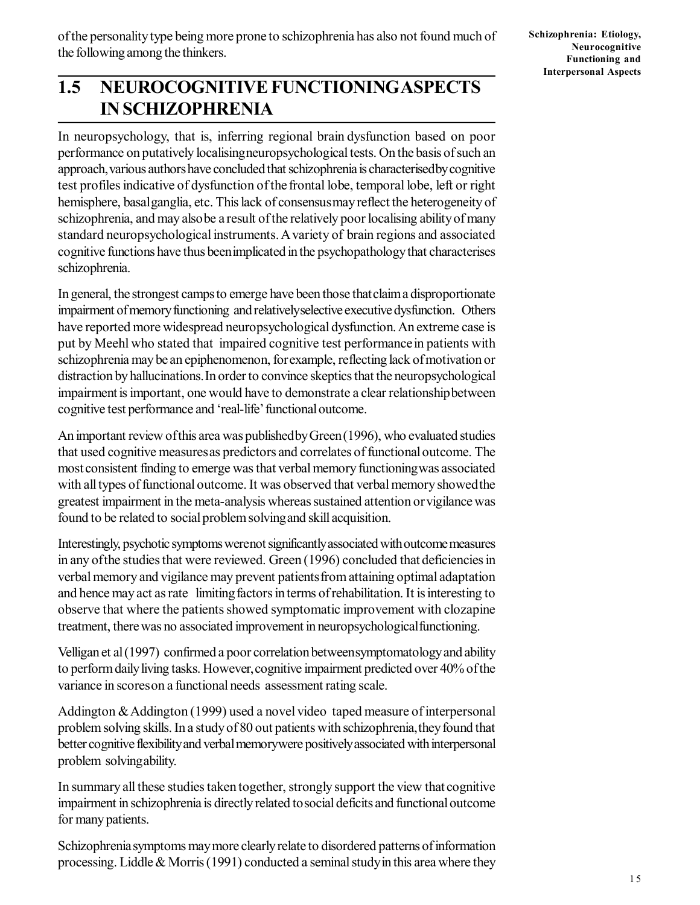of the personality type being more prone to schizophrenia has also not found much of the following among the thinkers.

## 1.5 NEUROCOGNITIVE FUNCTIONING ASPECTS IN SCHIZOPHRENIA

In neuropsychology, that is, inferring regional brain dysfunction based on poor performance on putatively localising neuropsychological tests. On the basis of such an approach, various authors have concluded that schizophrenia is characterised by cognitive test profiles indicative of dysfunction of the frontal lobe, temporal lobe, left or right hemisphere, basal ganglia, etc. This lack of consensus may reflect the heterogeneity of schizophrenia, and may also be a result of the relatively poor localising ability of many standard neuropsychological instruments. A variety of brain regions and associated cognitive functions have thus been implicated in the psychopathology that characterises schizophrenia.

In general, the strongest camps to emerge have been those that claim a disproportionate impairment of memory functioning and relatively selective executive dysfunction. Others have reported more widespread neuropsychological dysfunction. An extreme case is put by Meehl who stated that impaired cognitive test performance in patients with schizophrenia may be an epiphenomenon, for example, reflecting lack of motivation or distraction by hallucinations. In order to convince skeptics that the neuropsychological impairment is important, one would have to demonstrate a clear relationship between cognitive test performance and 'real-life' functional outcome.

An important review of this area was published by Green (1996), who evaluated studies that used cognitive measures as predictors and correlates of functional outcome. The most consistent finding to emerge was that verbal memory functioning was associated with all types of functional outcome. It was observed that verbal memory showed the greatest impairment in the meta-analysis whereas sustained attention or vigilance was found to be related to social problem solving and skill acquisition.

Interestingly, psychotic symptoms were not significantly associated with outcome measures in any of the studies that were reviewed. Green (1996) concluded that deficiencies in verbal memory and vigilance may prevent patients from attaining optimal adaptation and hence may act as rate limiting factors in terms of rehabilitation. It is interesting to observe that where the patients showed symptomatic improvement with clozapine treatment, there was no associated improvement in neuropsychological functioning.

Velligan et al (1997) confirmed a poor correlation between symptomatology and ability to perform daily living tasks. However, cognitive impairment predicted over 40% of the variance in scores on a functional needs assessment rating scale.

Addington & Addington (1999) used a novel video taped measure of interpersonal problem solving skills. In a study of 80 out patients with schizophrenia, they found that better cognitive flexibility and verbal memory were positively associated with interpersonal problem solving ability.

In summary all these studies taken together, strongly support the view that cognitive impairment in schizophrenia is directly related to social deficits and functional outcome for many patients.

Schizophrenia symptoms may more clearly relate to disordered patterns of information processing. Liddle & Morris (1991) conducted a seminal study in this area where they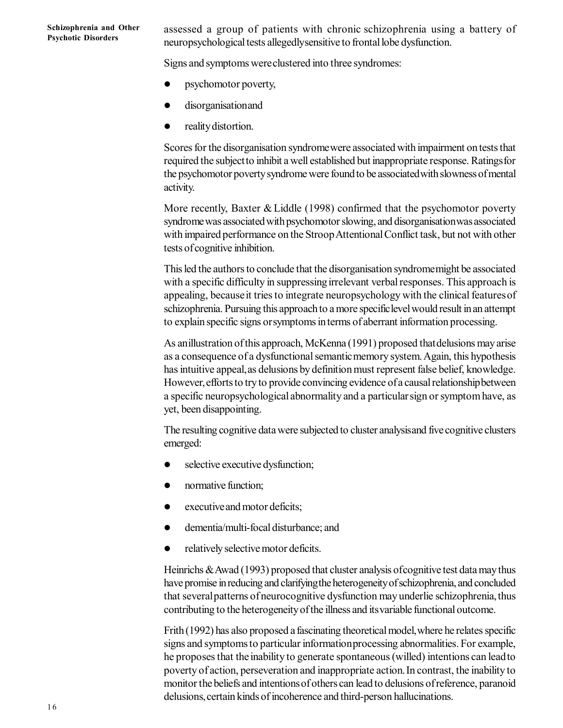assessed a group of patients with chronic schizophrenia using a battery of neuropsychological tests allegedly sensitive to frontal lobe dysfunction.

Signs and symptoms were clustered into three syndromes:

- psychomotor poverty,
- disorganisation and
- reality distortion.

Scores for the disorganisation syndrome were associated with impairment on tests that required the subject to inhibit a well established but inappropriate response. Ratings for the psychomotor poverty syndrome were found to be associated with slowness of mental activity.

More recently, Baxter & Liddle (1998) confirmed that the psychomotor poverty syndrome was associated with psychomotor slowing, and disorganisation was associated with impaired performance on the Stroop Attentional Conflict task, but not with other tests of cognitive inhibition.

This led the authors to conclude that the disorganisation syndrome might be associated with a specific difficulty in suppressing irrelevant verbal responses. This approach is appealing, because it tries to integrate neuropsychology with the clinical features of schizophrenia. Pursuing this approach to a more specific level would result in an attempt to explain specific signs or symptoms in terms of aberrant information processing.

As an illustration of this approach, McKenna (1991) proposed that delusions may arise as a consequence of a dysfunctional semantic memory system. Again, this hypothesis has intuitive appeal, as delusions by definition must represent false belief, knowledge. However, efforts to try to provide convincing evidence of a causal relationship between a specific neuropsychological abnormality and a particular sign or symptom have, as yet, been disappointing.

The resulting cognitive data were subjected to cluster analysis and five cognitive clusters emerged:

- selective executive dysfunction;
- normative function;
- executive and motor deficits;
- dementia/multi-focal disturbance; and
- relatively selective motor deficits.

Heinrichs & Awad (1993) proposed that cluster analysis of cognitive test data may thus have promise in reducing and clarifying the heterogeneity of schizophrenia, and concluded that several patterns of neurocognitive dysfunction may underlie schizophrenia, thus contributing to the heterogeneity of the illness and its variable functional outcome.

Frith (1992) has also proposed a fascinating theoretical model, where he relates specific signs and symptoms to particular information processing abnormalities. For example, he proposes that the inability to generate spontaneous (willed) intentions can lead to poverty of action, perseveration and inappropriate action. In contrast, the inability to monitor the beliefs and intentions of others can lead to delusions of reference, paranoid delusions, certain kinds of incoherence and third-person hallucinations.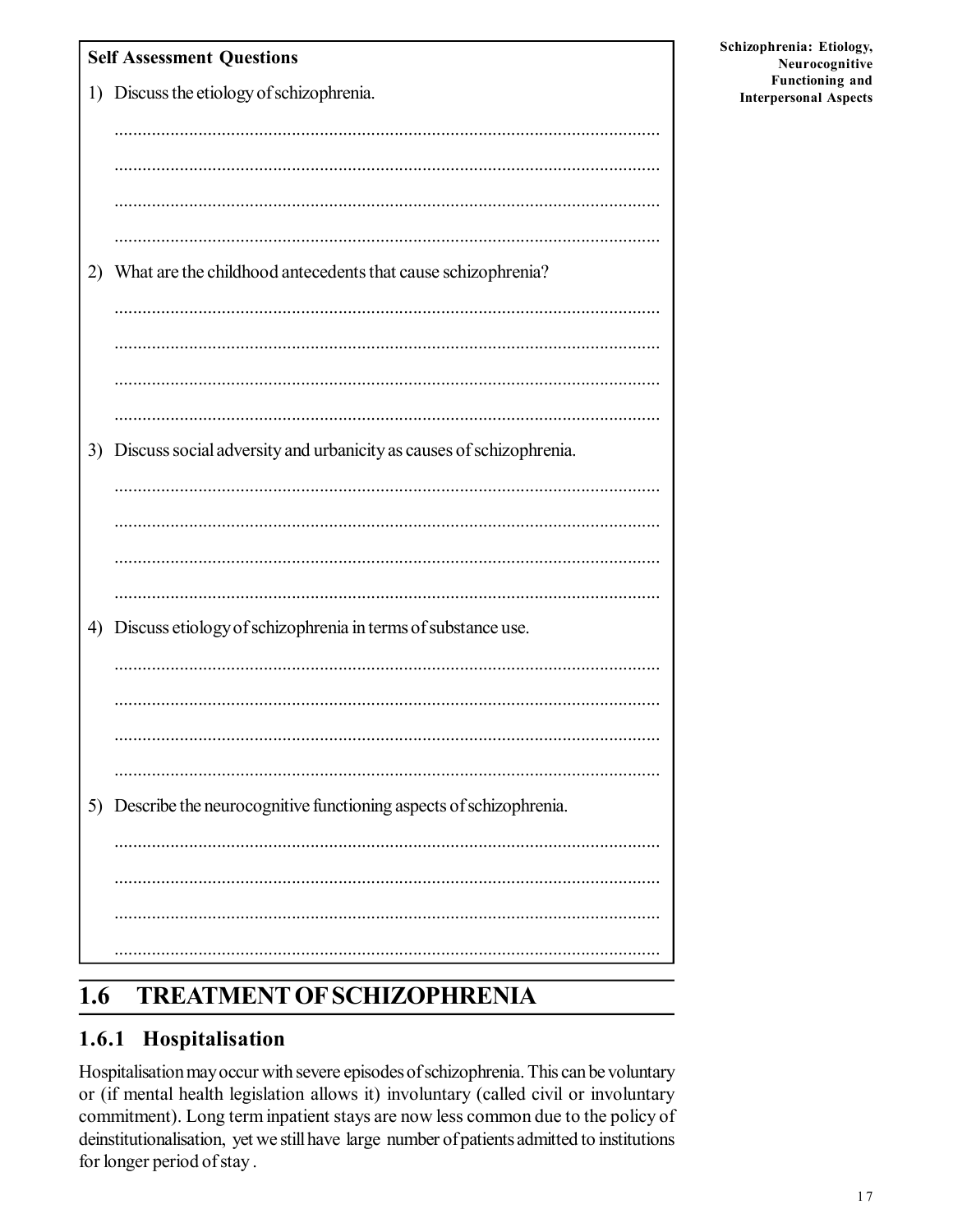**Self Assessment Questions**

1) Discuss the etiology of schizophrenia.

.....................................................................................................................

.....................................................................................................................

.....................................................................................................................

.....................................................................................................................

2) What are the childhood antecedents that cause schizophrenia?

.....................................................................................................................

.....................................................................................................................

.....................................................................................................................

.....................................................................................................................

3) Discuss social adversity and urbanicity as causes of schizophrenia.

.....................................................................................................................

.....................................................................................................................

.....................................................................................................................

.....................................................................................................................

4) Discuss etiology of schizophrenia in terms of substance use.

.....................................................................................................................

.....................................................................................................................

.....................................................................................................................

.....................................................................................................................

5) Describe the neurocognitive functioning aspects of schizophrenia.

.....................................................................................................................

.....................................................................................................................

.....................................................................................................................

.....................................................................................................................

## 1.6 TREATMENT OF SCHIZOPHRENIA

### 1.6.1 Hospitalisation

Hospitalisation may occur with severe episodes of schizophrenia. This can be voluntary or (if mental health legislation allows it) involuntary (called civil or involuntary commitment). Long term inpatient stays are now less common due to the policy of deinstitutionalisation, yet we still have large number of patients admitted to institutions for longer period of stay .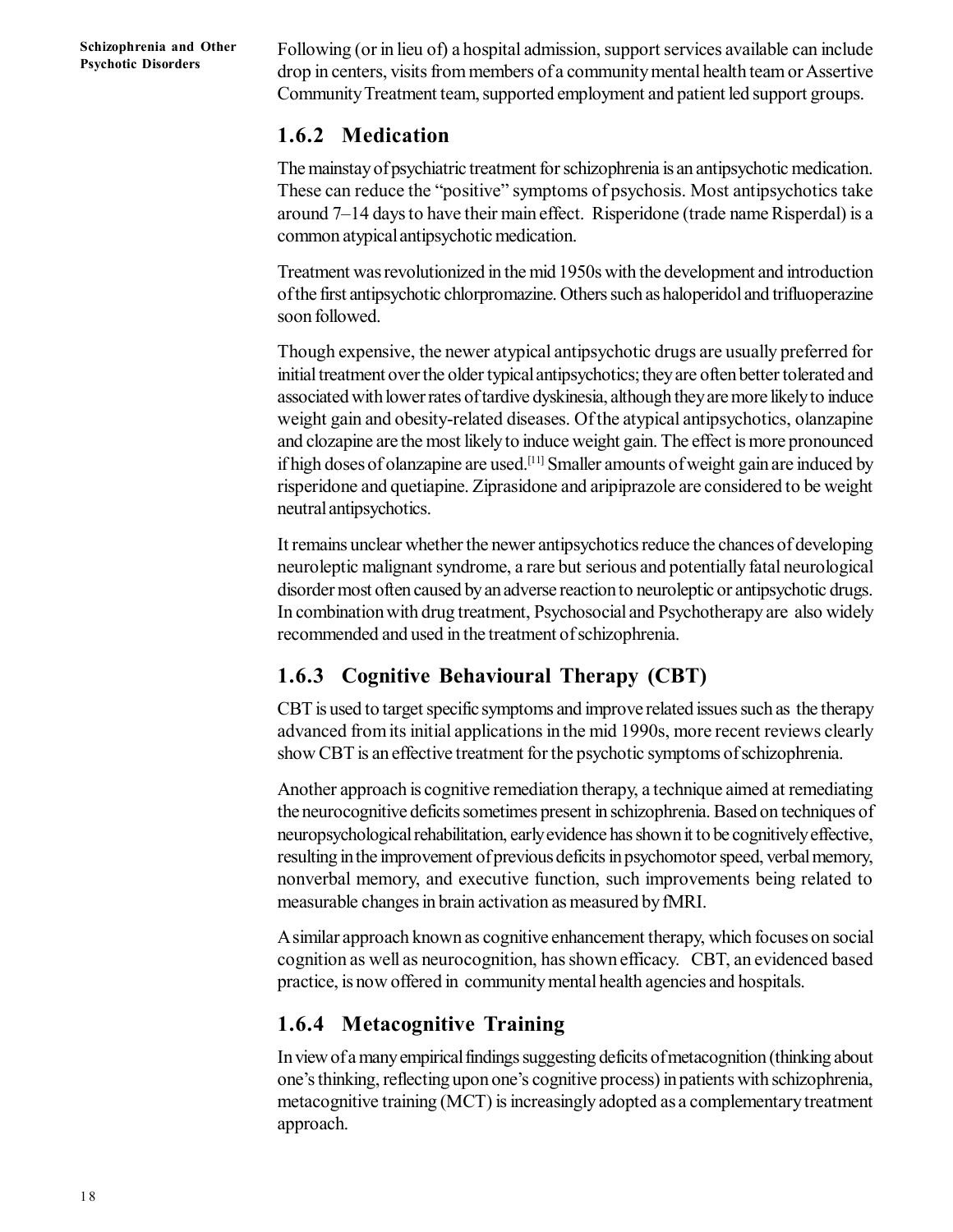Following (or in lieu of) a hospital admission, support services available can include drop in centers, visits from members of a community mental health team or Assertive Community Treatment team, supported employment and patient led support groups.

### 1.6.2 Medication

The mainstay of psychiatric treatment for schizophrenia is an antipsychotic medication. These can reduce the "positive" symptoms of psychosis. Most antipsychotics take around 7–14 days to have their main effect. Risperidone (trade name Risperdal) is a common atypical antipsychotic medication.

Treatment was revolutionized in the mid 1950s with the development and introduction of the first antipsychotic chlorpromazine. Others such as haloperidol and trifluoperazine soon followed.

Though expensive, the newer atypical antipsychotic drugs are usually preferred for initial treatment over the older typical antipsychotics; they are often better tolerated and associated with lower rates of tardive dyskinesia, although they are more likely to induce weight gain and obesity-related diseases. Of the atypical antipsychotics, olanzapine and clozapine are the most likely to induce weight gain. The effect is more pronounced if high doses of olanzapine are used.[11] Smaller amounts of weight gain are induced by risperidone and quetiapine. Ziprasidone and aripiprazole are considered to be weight neutral antipsychotics.

It remains unclear whether the newer antipsychotics reduce the chances of developing neuroleptic malignant syndrome, a rare but serious and potentially fatal neurological disorder most often caused by an adverse reaction to neuroleptic or antipsychotic drugs. In combination with drug treatment, Psychosocial and Psychotherapy are also widely recommended and used in the treatment of schizophrenia.

### 1.6.3 Cognitive Behavioural Therapy (CBT)

CBT is used to target specific symptoms and improve related issues such as the therapy advanced from its initial applications in the mid 1990s, more recent reviews clearly show CBT is an effective treatment for the psychotic symptoms of schizophrenia.

Another approach is cognitive remediation therapy, a technique aimed at remediating the neurocognitive deficits sometimes present in schizophrenia. Based on techniques of neuropsychological rehabilitation, early evidence has shown it to be cognitively effective, resulting in the improvement of previous deficits in psychomotor speed, verbal memory, nonverbal memory, and executive function, such improvements being related to measurable changes in brain activation as measured by fMRI.

A similar approach known as cognitive enhancement therapy, which focuses on social cognition as well as neurocognition, has shown efficacy. CBT, an evidenced based practice, is now offered in community mental health agencies and hospitals.

### 1.6.4 Metacognitive Training

In view of a many empirical findings suggesting deficits of metacognition (thinking about one's thinking, reflecting upon one's cognitive process) in patients with schizophrenia, metacognitive training (MCT) is increasingly adopted as a complementary treatment approach.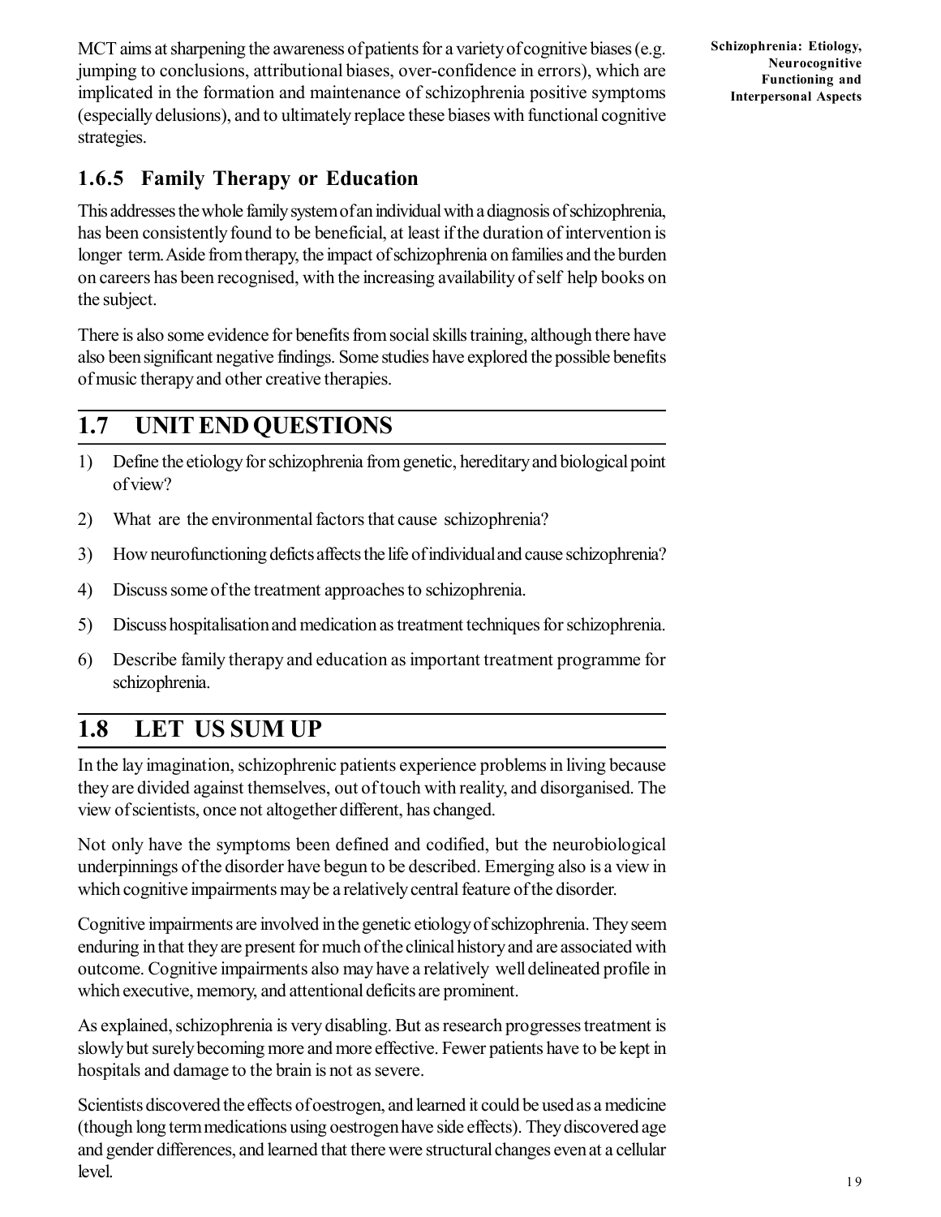MCT aims at sharpening the awareness of patients for a variety of cognitive biases (e.g. jumping to conclusions, attributional biases, over-confidence in errors), which are implicated in the formation and maintenance of schizophrenia positive symptoms (especially delusions), and to ultimately replace these biases with functional cognitive strategies.

### 1.6.5 Family Therapy or Education

This addresses the whole family system of an individual with a diagnosis of schizophrenia, has been consistently found to be beneficial, at least if the duration of intervention is longer term. Aside from therapy, the impact of schizophrenia on families and the burden on careers has been recognised, with the increasing availability of self help books on the subject.

There is also some evidence for benefits from social skills training, although there have also been significant negative findings. Some studies have explored the possible benefits of music therapy and other creative therapies.

## 1.7 UNIT END QUESTIONS

1) Define the etiology for schizophrenia from genetic, hereditary and biological point of view?
2) What are the environmental factors that cause schizophrenia?
3) How neurofunctioning deficts affects the life of individual and cause schizophrenia?
4) Discuss some of the treatment approaches to schizophrenia.
5) Discuss hospitalisation and medication as treatment techniques for schizophrenia.
6) Describe family therapy and education as important treatment programme for schizophrenia.

## 1.8 LET US SUM UP

In the lay imagination, schizophrenic patients experience problems in living because they are divided against themselves, out of touch with reality, and disorganised. The view of scientists, once not altogether different, has changed.

Not only have the symptoms been defined and codified, but the neurobiological underpinnings of the disorder have begun to be described. Emerging also is a view in which cognitive impairments may be a relatively central feature of the disorder.

Cognitive impairments are involved in the genetic etiology of schizophrenia. They seem enduring in that they are present for much of the clinical history and are associated with outcome. Cognitive impairments also may have a relatively well delineated profile in which executive, memory, and attentional deficits are prominent.

As explained, schizophrenia is very disabling. But as research progresses treatment is slowly but surely becoming more and more effective. Fewer patients have to be kept in hospitals and damage to the brain is not as severe.

Scientists discovered the effects of oestrogen, and learned it could be used as a medicine (though long term medications using oestrogen have side effects). They discovered age and gender differences, and learned that there were structural changes even at a cellular level.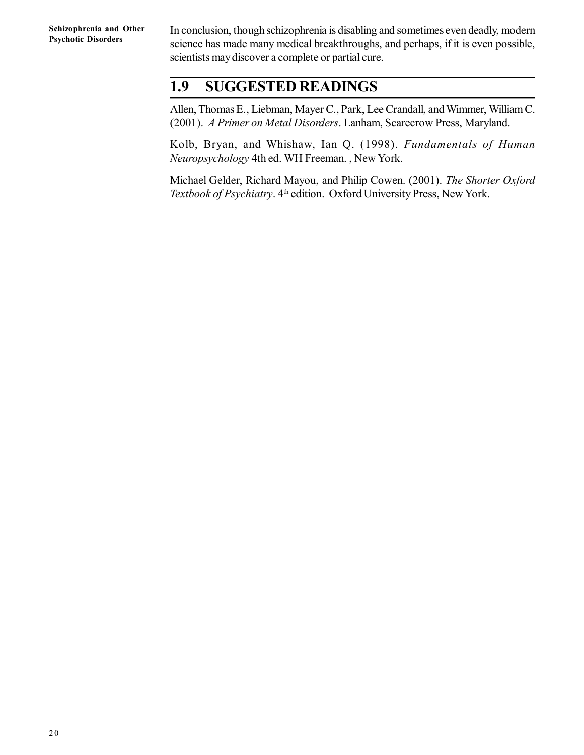In conclusion, though schizophrenia is disabling and sometimes even deadly, modern science has made many medical breakthroughs, and perhaps, if it is even possible, scientists may discover a complete or partial cure.

## 1.9 SUGGESTED READINGS

Allen, Thomas E., Liebman, Mayer C., Park, Lee Crandall, and Wimmer, William C. (2001). *A Primer on Metal Disorders*. Lanham, Scarecrow Press, Maryland.

Kolb, Bryan, and Whishaw, Ian Q. (1998). *Fundamentals of Human Neuropsychology* 4th ed. WH Freeman. , New York.

Michael Gelder, Richard Mayou, and Philip Cowen. (2001). *The Shorter Oxford Textbook of Psychiatry*. 4th edition. Oxford University Press, New York.